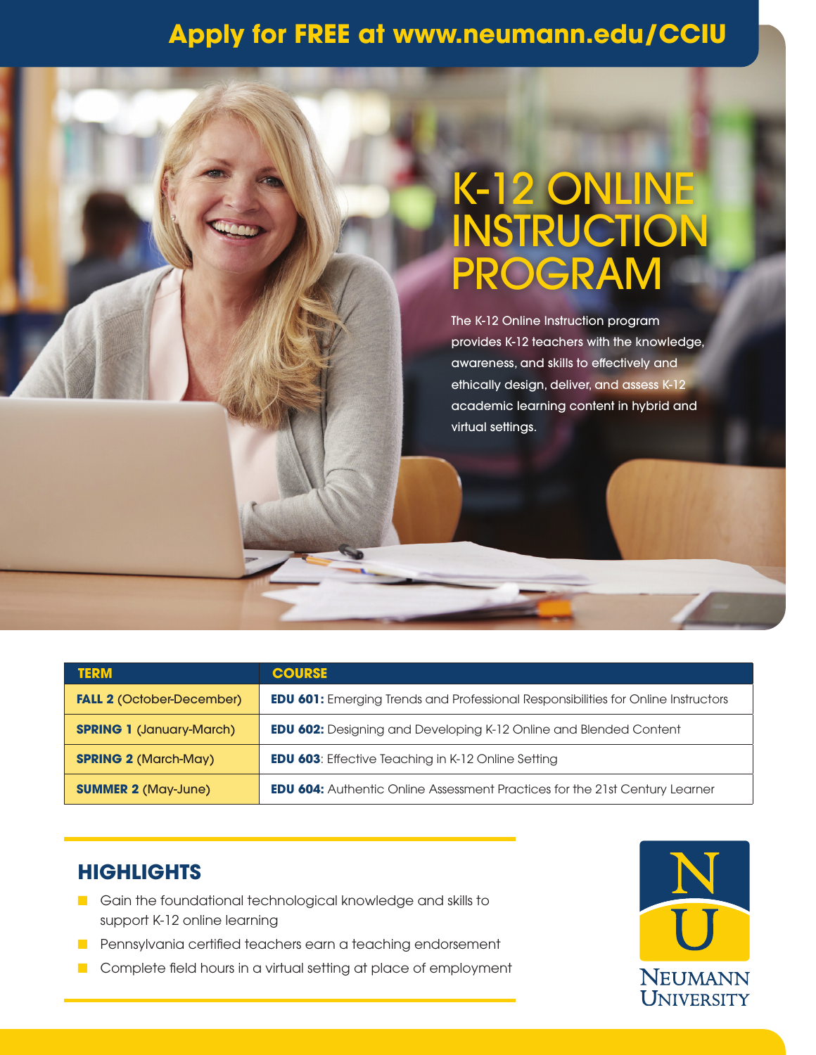**Apply for FREE at www.neumann.edu/CCIU**

# K-12 ONLINE INSTRUCTION PROGRAM

The K-12 Online Instruction program provides K-12 teachers with the knowledge, awareness, and skills to effectively and ethically design, deliver, and assess K-12 academic learning content in hybrid and virtual settings.

| TERM | COURSE |
|---|---|
| **FALL 2** (October-December) | **EDU 601:** Emerging Trends and Professional Responsibilities for Online Instructors |
| **SPRING 1** (January-March) | **EDU 602:** Designing and Developing K-12 Online and Blended Content |
| **SPRING 2** (March-May) | **EDU 603**: Effective Teaching in K-12 Online Setting |
| **SUMMER 2** (May-June) | **EDU 604:** Authentic Online Assessment Practices for the 21st Century Learner |

## HIGHLIGHTS

- Gain the foundational technological knowledge and skills to support K-12 online learning
- Pennsylvania certified teachers earn a teaching endorsement
- Complete field hours in a virtual setting at place of employment

NEUMANN UNIVERSITY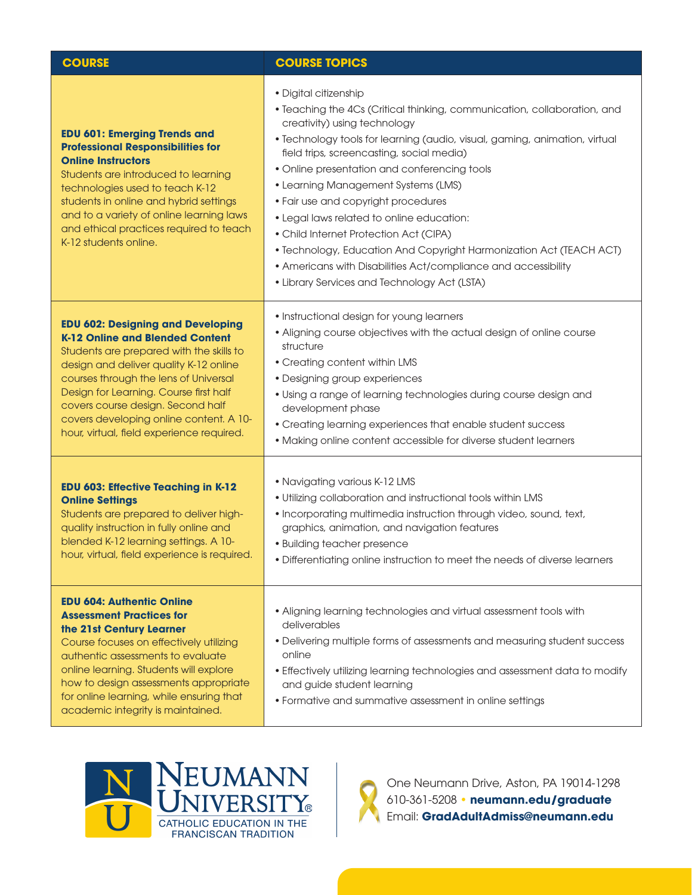| COURSE | COURSE TOPICS |
|---|---|
| **EDU 601: Emerging Trends and Professional Responsibilities for Online Instructors** Students are introduced to learning technologies used to teach K-12 students in online and hybrid settings and to a variety of online learning laws and ethical practices required to teach K-12 students online. | • Digital citizenship<br>• Teaching the 4Cs (Critical thinking, communication, collaboration, and creativity) using technology<br>• Technology tools for learning (audio, visual, gaming, animation, virtual field trips, screencasting, social media)<br>• Online presentation and conferencing tools<br>• Learning Management Systems (LMS)<br>• Fair use and copyright procedures<br>• Legal laws related to online education:<br>• Child Internet Protection Act (CIPA)<br>• Technology, Education And Copyright Harmonization Act (TEACH ACT)<br>• Americans with Disabilities Act/compliance and accessibility<br>• Library Services and Technology Act (LSTA) |
| **EDU 602: Designing and Developing K-12 Online and Blended Content** Students are prepared with the skills to design and deliver quality K-12 online courses through the lens of Universal Design for Learning. Course first half covers course design. Second half covers developing online content. A 10-hour, virtual, field experience required. | • Instructional design for young learners<br>• Aligning course objectives with the actual design of online course structure<br>• Creating content within LMS<br>• Designing group experiences<br>• Using a range of learning technologies during course design and development phase<br>• Creating learning experiences that enable student success<br>• Making online content accessible for diverse student learners |
| **EDU 603: Effective Teaching in K-12 Online Settings** Students are prepared to deliver high-quality instruction in fully online and blended K-12 learning settings. A 10-hour, virtual, field experience is required. | • Navigating various K-12 LMS<br>• Utilizing collaboration and instructional tools within LMS<br>• Incorporating multimedia instruction through video, sound, text, graphics, animation, and navigation features<br>• Building teacher presence<br>• Differentiating online instruction to meet the needs of diverse learners |
| **EDU 604: Authentic Online Assessment Practices for the 21st Century Learner** Course focuses on effectively utilizing authentic assessments to evaluate online learning. Students will explore how to design assessments appropriate for online learning, while ensuring that academic integrity is maintained. | • Aligning learning technologies and virtual assessment tools with deliverables<br>• Delivering multiple forms of assessments and measuring student success online<br>• Effectively utilizing learning technologies and assessment data to modify and guide student learning<br>• Formative and summative assessment in online settings |

NEUMANN UNIVERSITY®
CATHOLIC EDUCATION IN THE FRANCISCAN TRADITION

One Neumann Drive, Aston, PA 19014-1298
610-361-5208 • **neumann.edu/graduate**
Email: **GradAdultAdmiss@neumann.edu**